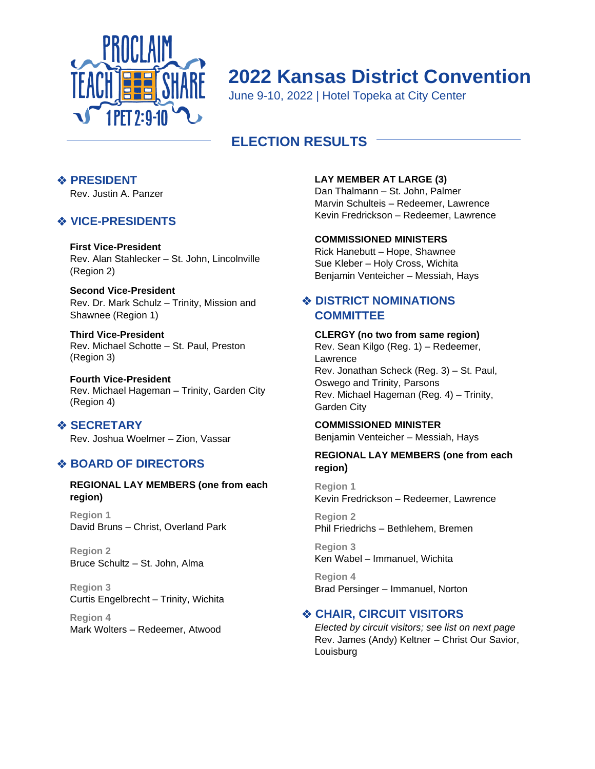# 2022 Kansas District Convention

June 9-10, 2022 | Hotel Topeka at City Center

## ELECTION RESULTS

### ❖ PRESIDENT

Rev. Justin A. Panzer

### ❖ VICE-PRESIDENTS

**First Vice-President**
Rev. Alan Stahlecker – St. John, Lincolnville (Region 2)

**Second Vice-President**
Rev. Dr. Mark Schulz – Trinity, Mission and Shawnee (Region 1)

**Third Vice-President**
Rev. Michael Schotte – St. Paul, Preston (Region 3)

**Fourth Vice-President**
Rev. Michael Hageman – Trinity, Garden City (Region 4)

### ❖ SECRETARY

Rev. Joshua Woelmer – Zion, Vassar

### ❖ BOARD OF DIRECTORS

**REGIONAL LAY MEMBERS (one from each region)**

**Region 1**
David Bruns – Christ, Overland Park

**Region 2**
Bruce Schultz – St. John, Alma

**Region 3**
Curtis Engelbrecht – Trinity, Wichita

**Region 4**
Mark Wolters – Redeemer, Atwood

**LAY MEMBER AT LARGE (3)**
Dan Thalmann – St. John, Palmer
Marvin Schulteis – Redeemer, Lawrence
Kevin Fredrickson – Redeemer, Lawrence

**COMMISSIONED MINISTERS**
Rick Hanebutt – Hope, Shawnee
Sue Kleber – Holy Cross, Wichita
Benjamin Venteicher – Messiah, Hays

### ❖ DISTRICT NOMINATIONS COMMITTEE

**CLERGY (no two from same region)**
Rev. Sean Kilgo (Reg. 1) – Redeemer, Lawrence
Rev. Jonathan Scheck (Reg. 3) – St. Paul, Oswego and Trinity, Parsons
Rev. Michael Hageman (Reg. 4) – Trinity, Garden City

**COMMISSIONED MINISTER**
Benjamin Venteicher – Messiah, Hays

**REGIONAL LAY MEMBERS (one from each region)**

**Region 1**
Kevin Fredrickson – Redeemer, Lawrence

**Region 2**
Phil Friedrichs – Bethlehem, Bremen

**Region 3**
Ken Wabel – Immanuel, Wichita

**Region 4**
Brad Persinger – Immanuel, Norton

### ❖ CHAIR, CIRCUIT VISITORS

*Elected by circuit visitors; see list on next page*
Rev. James (Andy) Keltner – Christ Our Savior, Louisburg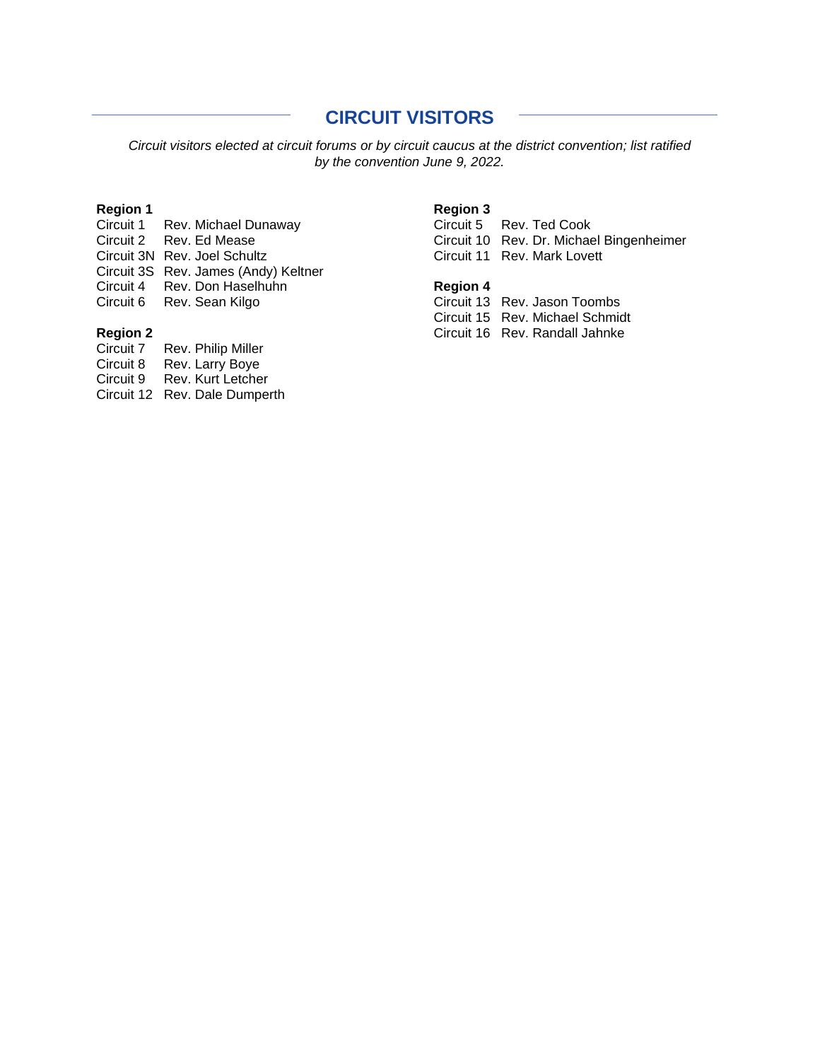## CIRCUIT VISITORS

*Circuit visitors elected at circuit forums or by circuit caucus at the district convention; list ratified by the convention June 9, 2022.*

**Region 1**

| | |
|---|---|
| Circuit 1 | Rev. Michael Dunaway |
| Circuit 2 | Rev. Ed Mease |
| Circuit 3N | Rev. Joel Schultz |
| Circuit 3S | Rev. James (Andy) Keltner |
| Circuit 4 | Rev. Don Haselhuhn |
| Circuit 6 | Rev. Sean Kilgo |

**Region 2**

| | |
|---|---|
| Circuit 7 | Rev. Philip Miller |
| Circuit 8 | Rev. Larry Boye |
| Circuit 9 | Rev. Kurt Letcher |
| Circuit 12 | Rev. Dale Dumperth |

**Region 3**

| | |
|---|---|
| Circuit 5 | Rev. Ted Cook |
| Circuit 10 | Rev. Dr. Michael Bingenheimer |
| Circuit 11 | Rev. Mark Lovett |

**Region 4**

| | |
|---|---|
| Circuit 13 | Rev. Jason Toombs |
| Circuit 15 | Rev. Michael Schmidt |
| Circuit 16 | Rev. Randall Jahnke |